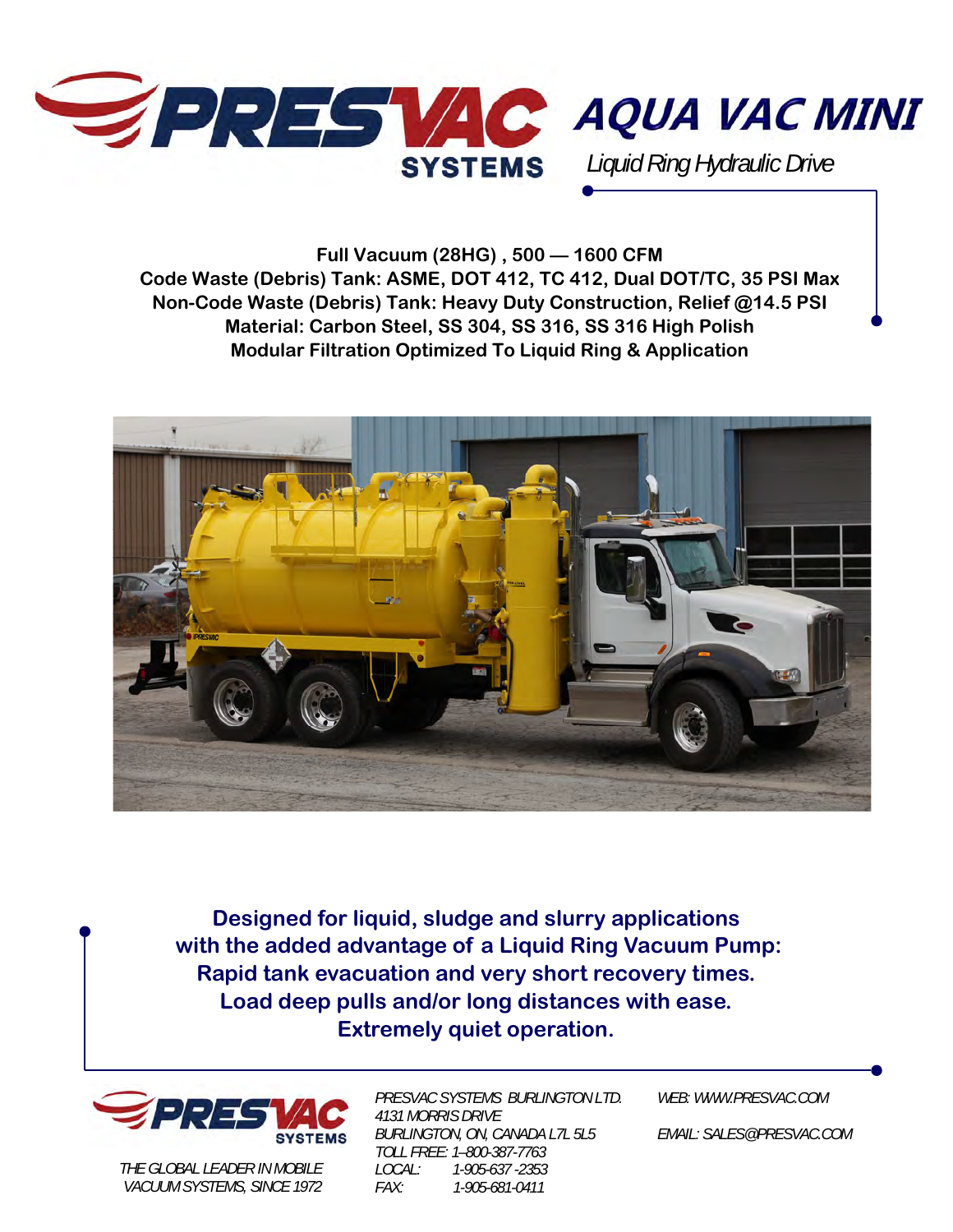# PRESVAC SYSTEMS

# AQUA VAC MINI

*Liquid Ring Hydraulic Drive*

**Full Vacuum (28HG) , 500 — 1600 CFM**
**Code Waste (Debris) Tank: ASME, DOT 412, TC 412, Dual DOT/TC, 35 PSI Max**
**Non-Code Waste (Debris) Tank: Heavy Duty Construction, Relief @14.5 PSI**
**Material: Carbon Steel, SS 304, SS 316, SS 316 High Polish**
**Modular Filtration Optimized To Liquid Ring & Application**

**Designed for liquid, sludge and slurry applications with the added advantage of a Liquid Ring Vacuum Pump:**
**Rapid tank evacuation and very short recovery times.**
**Load deep pulls and/or long distances with ease.**
**Extremely quiet operation.**

PRESVAC SYSTEMS

*THE GLOBAL LEADER IN MOBILE VACUUM SYSTEMS, SINCE 1972*

*PRESVAC SYSTEMS BURLINGTON LTD.*
*4131 MORRIS DRIVE*
*BURLINGTON, ON, CANADA L7L 5L5*
*TOLL FREE: 1-800-387-7763*
*LOCAL: 1-905-637-2353*
*FAX: 1-905-681-0411*

*WEB: WWW.PRESVAC.COM*

*EMAIL: SALES@PRESVAC.COM*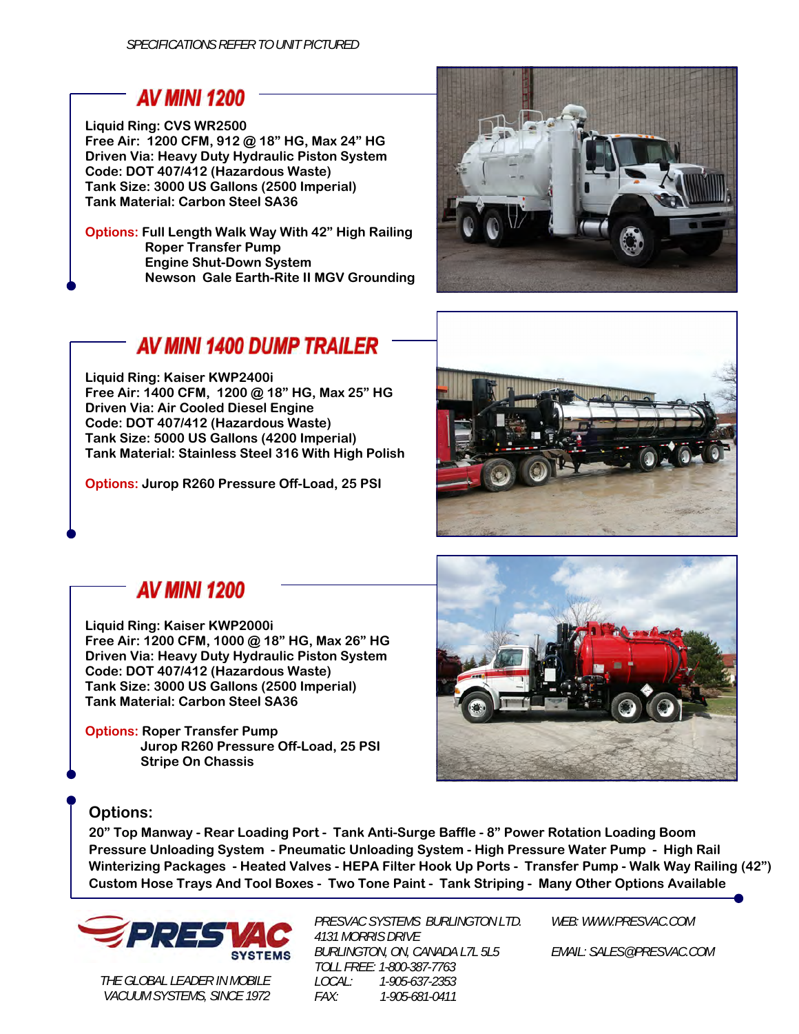*SPECIFICATIONS REFER TO UNIT PICTURED*

## AV MINI 1200

**Liquid Ring: CVS WR2500**
**Free Air: 1200 CFM, 912 @ 18" HG, Max 24" HG**
**Driven Via: Heavy Duty Hydraulic Piston System**
**Code: DOT 407/412 (Hazardous Waste)**
**Tank Size: 3000 US Gallons (2500 Imperial)**
**Tank Material: Carbon Steel SA36**

**Options:** **Full Length Walk Way With 42" High Railing**
**Roper Transfer Pump**
**Engine Shut-Down System**
**Newson Gale Earth-Rite II MGV Grounding**

## AV MINI 1400 DUMP TRAILER

**Liquid Ring: Kaiser KWP2400i**
**Free Air: 1400 CFM, 1200 @ 18" HG, Max 25" HG**
**Driven Via: Air Cooled Diesel Engine**
**Code: DOT 407/412 (Hazardous Waste)**
**Tank Size: 5000 US Gallons (4200 Imperial)**
**Tank Material: Stainless Steel 316 With High Polish**

**Options:** **Jurop R260 Pressure Off-Load, 25 PSI**

## AV MINI 1200

**Liquid Ring: Kaiser KWP2000i**
**Free Air: 1200 CFM, 1000 @ 18" HG, Max 26" HG**
**Driven Via: Heavy Duty Hydraulic Piston System**
**Code: DOT 407/412 (Hazardous Waste)**
**Tank Size: 3000 US Gallons (2500 Imperial)**
**Tank Material: Carbon Steel SA36**

**Options:** **Roper Transfer Pump**
**Jurop R260 Pressure Off-Load, 25 PSI**
**Stripe On Chassis**

## Options:

**20" Top Manway - Rear Loading Port - Tank Anti-Surge Baffle - 8" Power Rotation Loading Boom Pressure Unloading System - Pneumatic Unloading System - High Pressure Water Pump - High Rail Winterizing Packages - Heated Valves - HEPA Filter Hook Up Ports - Transfer Pump - Walk Way Railing (42") Custom Hose Trays And Tool Boxes - Two Tone Paint - Tank Striping - Many Other Options Available**

**PRESVAC SYSTEMS**

*THE GLOBAL LEADER IN MOBILE VACUUM SYSTEMS, SINCE 1972*

*PRESVAC SYSTEMS BURLINGTON LTD.*
*4131 MORRIS DRIVE*
*BURLINGTON, ON, CANADA L7L 5L5*
*TOLL FREE: 1-800-387-7763*
*LOCAL: 1-905-637-2353*
*FAX: 1-905-681-0411*

*WEB: WWW.PRESVAC.COM*
*EMAIL: SALES@PRESVAC.COM*